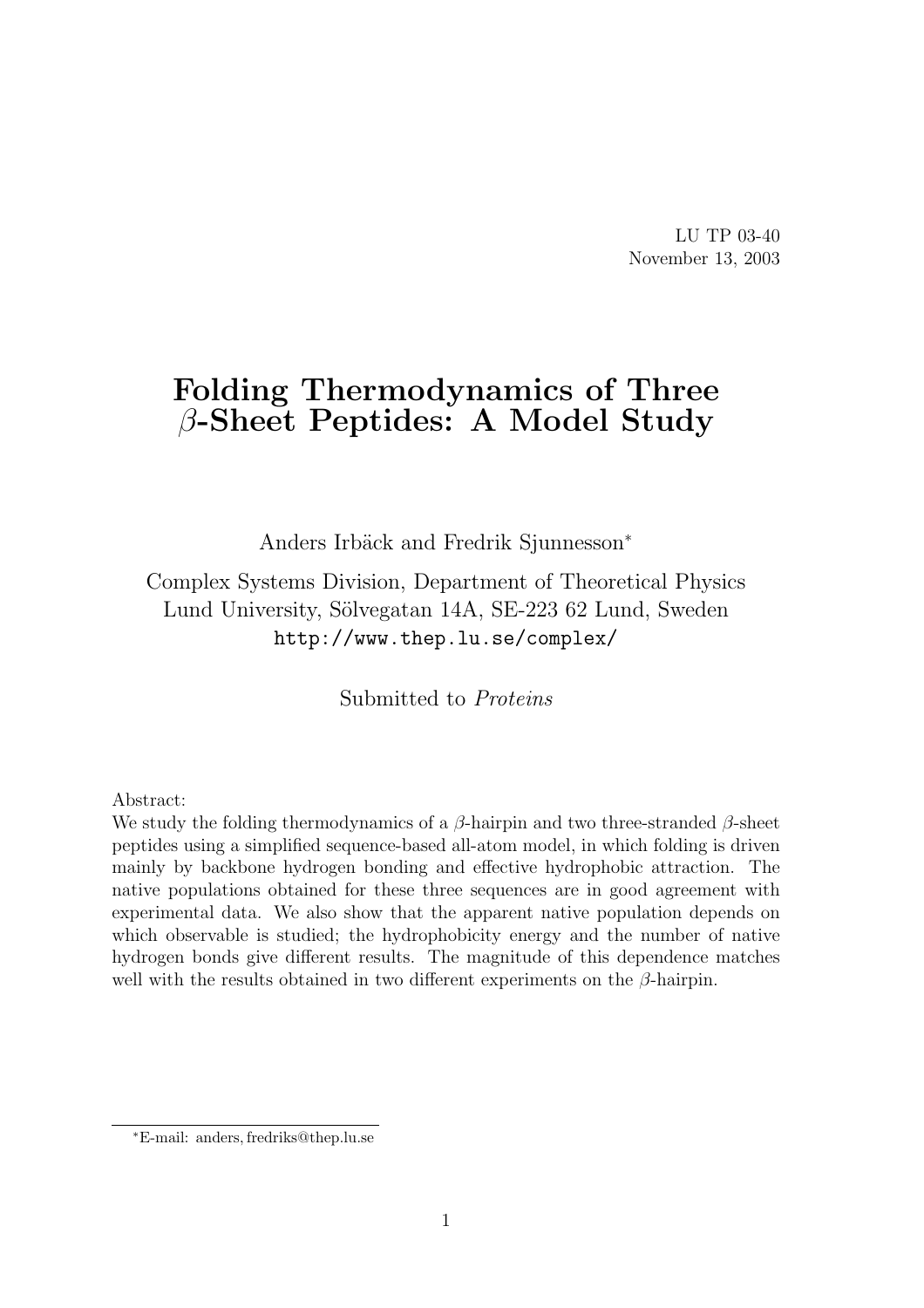LU TP 03-40
November 13, 2003

# Folding Thermodynamics of Three $\beta$-Sheet Peptides: A Model Study

Anders Irbäck and Fredrik Sjunnesson*

Complex Systems Division, Department of Theoretical Physics
Lund University, Sölvegatan 14A, SE-223 62 Lund, Sweden
`http://www.thep.lu.se/complex/`

Submitted to *Proteins*

Abstract:
We study the folding thermodynamics of a $\beta$-hairpin and two three-stranded $\beta$-sheet peptides using a simplified sequence-based all-atom model, in which folding is driven mainly by backbone hydrogen bonding and effective hydrophobic attraction. The native populations obtained for these three sequences are in good agreement with experimental data. We also show that the apparent native population depends on which observable is studied; the hydrophobicity energy and the number of native hydrogen bonds give different results. The magnitude of this dependence matches well with the results obtained in two different experiments on the $\beta$-hairpin.

*E-mail: anders, fredriks@thep.lu.se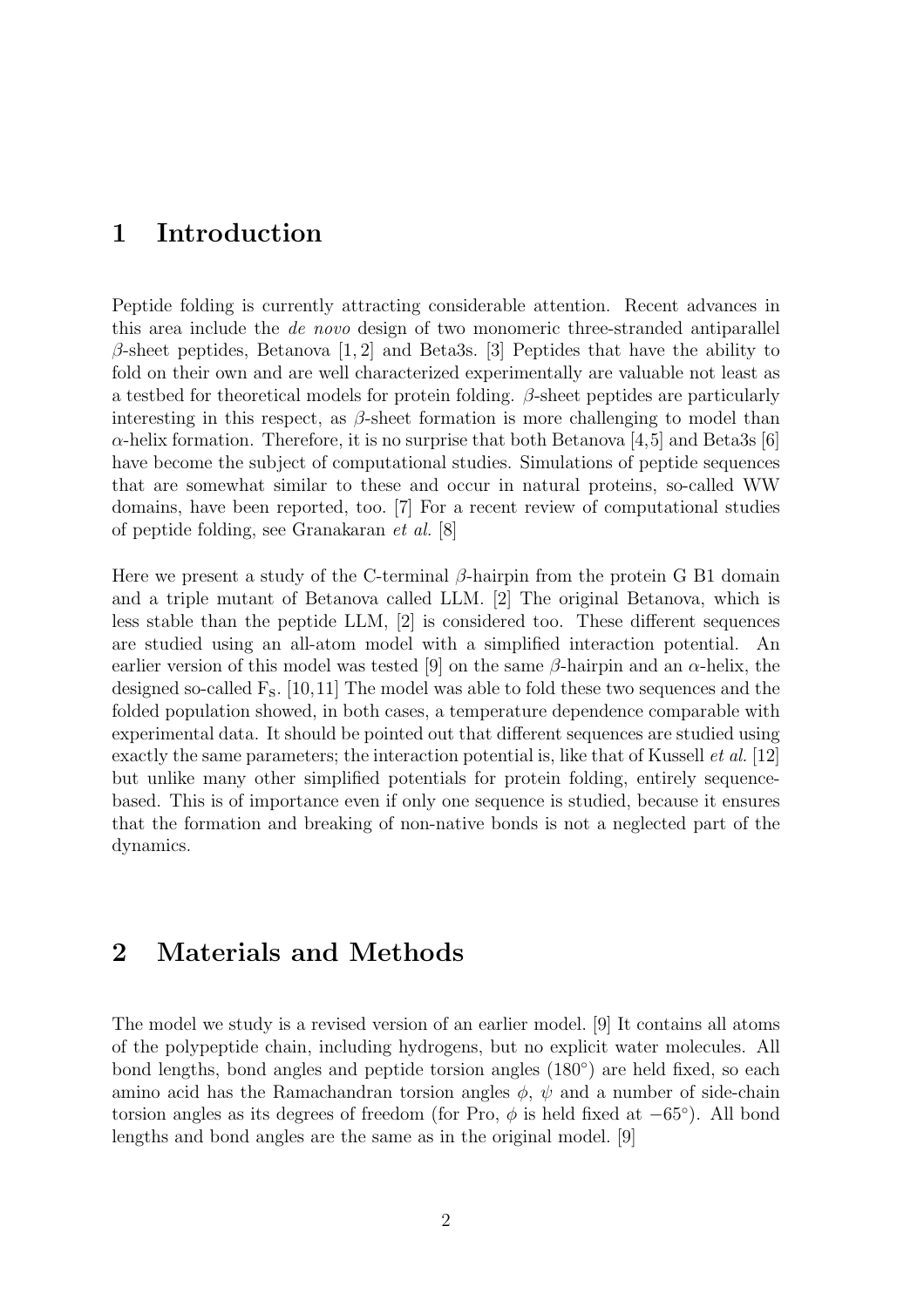## 1 Introduction

Peptide folding is currently attracting considerable attention. Recent advances in this area include the *de novo* design of two monomeric three-stranded antiparallel $\beta$-sheet peptides, Betanova [1, 2] and Beta3s. [3] Peptides that have the ability to fold on their own and are well characterized experimentally are valuable not least as a testbed for theoretical models for protein folding. $\beta$-sheet peptides are particularly interesting in this respect, as $\beta$-sheet formation is more challenging to model than $\alpha$-helix formation. Therefore, it is no surprise that both Betanova [4,5] and Beta3s [6] have become the subject of computational studies. Simulations of peptide sequences that are somewhat similar to these and occur in natural proteins, so-called WW domains, have been reported, too. [7] For a recent review of computational studies of peptide folding, see Granakaran *et al.* [8]

Here we present a study of the C-terminal $\beta$-hairpin from the protein G B1 domain and a triple mutant of Betanova called LLM. [2] The original Betanova, which is less stable than the peptide LLM, [2] is considered too. These different sequences are studied using an all-atom model with a simplified interaction potential. An earlier version of this model was tested [9] on the same $\beta$-hairpin and an $\alpha$-helix, the designed so-called $\mathrm{F_s}$. [10,11] The model was able to fold these two sequences and the folded population showed, in both cases, a temperature dependence comparable with experimental data. It should be pointed out that different sequences are studied using exactly the same parameters; the interaction potential is, like that of Kussell *et al.* [12] but unlike many other simplified potentials for protein folding, entirely sequence-based. This is of importance even if only one sequence is studied, because it ensures that the formation and breaking of non-native bonds is not a neglected part of the dynamics.

## 2 Materials and Methods

The model we study is a revised version of an earlier model. [9] It contains all atoms of the polypeptide chain, including hydrogens, but no explicit water molecules. All bond lengths, bond angles and peptide torsion angles (180°) are held fixed, so each amino acid has the Ramachandran torsion angles $\phi$, $\psi$ and a number of side-chain torsion angles as its degrees of freedom (for Pro, $\phi$ is held fixed at $-65°$). All bond lengths and bond angles are the same as in the original model. [9]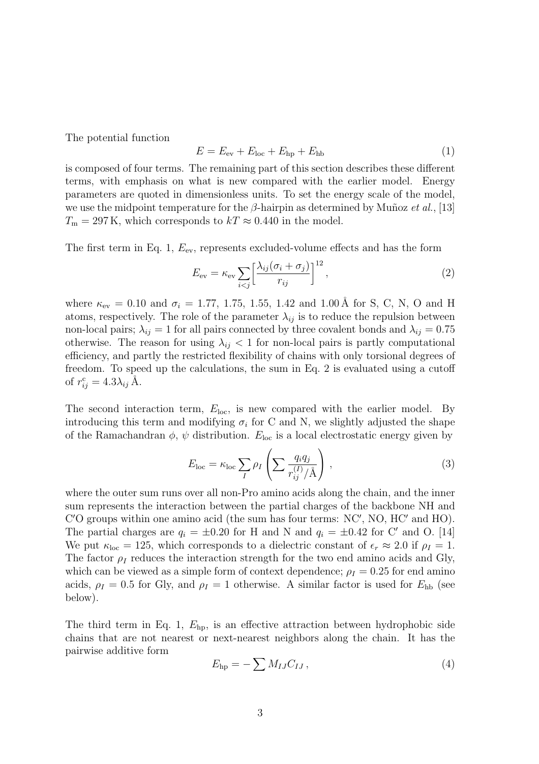The potential function

$$E = E_{\mathrm{ev}} + E_{\mathrm{loc}} + E_{\mathrm{hp}} + E_{\mathrm{hb}} \tag{1}$$

is composed of four terms. The remaining part of this section describes these different terms, with emphasis on what is new compared with the earlier model. Energy parameters are quoted in dimensionless units. To set the energy scale of the model, we use the midpoint temperature for the $\beta$-hairpin as determined by Muñoz *et al.*, [13] $T_{\mathrm{m}} = 297\,\mathrm{K}$, which corresponds to $kT \approx 0.440$ in the model.

The first term in Eq. 1, $E_{\mathrm{ev}}$, represents excluded-volume effects and has the form

$$E_{\mathrm{ev}} = \kappa_{\mathrm{ev}} \sum_{i<j} \Big[ \frac{\lambda_{ij}(\sigma_i + \sigma_j)}{r_{ij}} \Big]^{12}, \tag{2}$$

where $\kappa_{\mathrm{ev}} = 0.10$ and $\sigma_i = 1.77$, $1.75$, $1.55$, $1.42$ and $1.00\,\mathrm{Å}$ for S, C, N, O and H atoms, respectively. The role of the parameter $\lambda_{ij}$ is to reduce the repulsion between non-local pairs; $\lambda_{ij} = 1$ for all pairs connected by three covalent bonds and $\lambda_{ij} = 0.75$ otherwise. The reason for using $\lambda_{ij} < 1$ for non-local pairs is partly computational efficiency, and partly the restricted flexibility of chains with only torsional degrees of freedom. To speed up the calculations, the sum in Eq. 2 is evaluated using a cutoff of $r_{ij}^{\mathrm{c}} = 4.3\lambda_{ij}\,\mathrm{Å}$.

The second interaction term, $E_{\mathrm{loc}}$, is new compared with the earlier model. By introducing this term and modifying $\sigma_i$ for C and N, we slightly adjusted the shape of the Ramachandran $\phi$, $\psi$ distribution. $E_{\mathrm{loc}}$ is a local electrostatic energy given by

$$E_{\mathrm{loc}} = \kappa_{\mathrm{loc}} \sum_I \rho_I \left( \sum \frac{q_i q_j}{r_{ij}^{(I)}/\mathrm{Å}} \right), \tag{3}$$

where the outer sum runs over all non-Pro amino acids along the chain, and the inner sum represents the interaction between the partial charges of the backbone NH and C′O groups within one amino acid (the sum has four terms: NC′, NO, HC′ and HO). The partial charges are $q_i = \pm 0.20$ for H and N and $q_i = \pm 0.42$ for C′ and O. [14] We put $\kappa_{\mathrm{loc}} = 125$, which corresponds to a dielectric constant of $\epsilon_r \approx 2.0$ if $\rho_I = 1$. The factor $\rho_I$ reduces the interaction strength for the two end amino acids and Gly, which can be viewed as a simple form of context dependence; $\rho_I = 0.25$ for end amino acids, $\rho_I = 0.5$ for Gly, and $\rho_I = 1$ otherwise. A similar factor is used for $E_{\mathrm{hb}}$ (see below).

The third term in Eq. 1, $E_{\mathrm{hp}}$, is an effective attraction between hydrophobic side chains that are not nearest or next-nearest neighbors along the chain. It has the pairwise additive form

$$E_{\mathrm{hp}} = -\sum M_{IJ} C_{IJ}, \tag{4}$$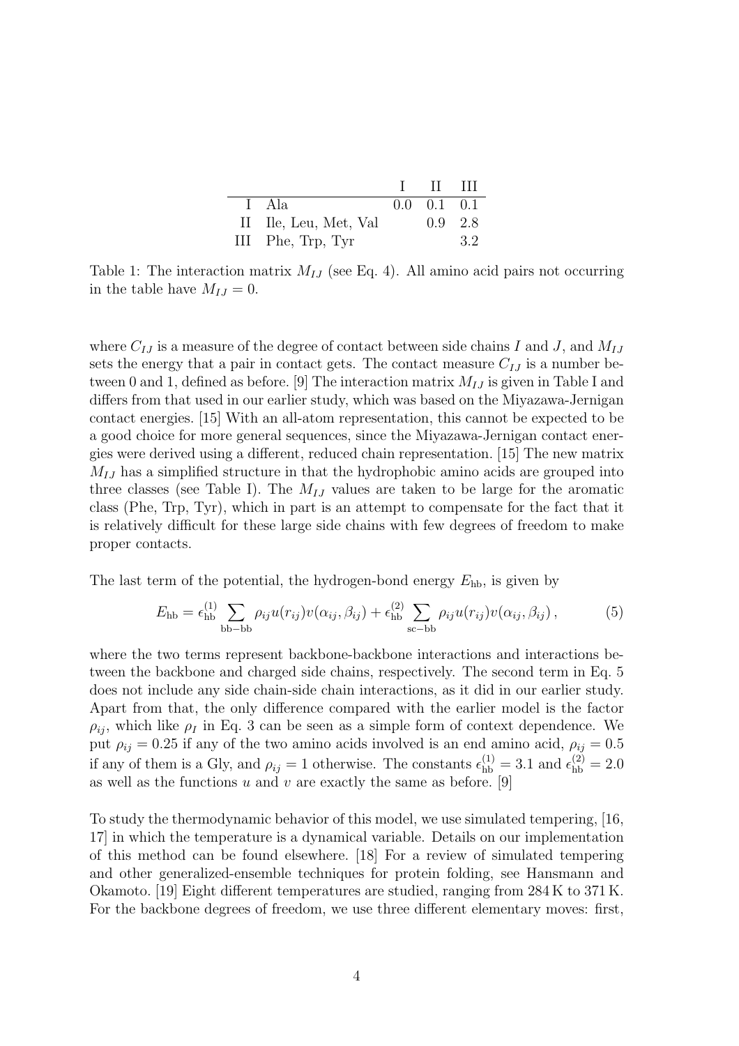|  |  | I | II | III |
|---|---|---|---|---|
| I | Ala | 0.0 | 0.1 | 0.1 |
| II | Ile, Leu, Met, Val |  | 0.9 | 2.8 |
| III | Phe, Trp, Tyr |  |  | 3.2 |

Table 1: The interaction matrix $M_{IJ}$ (see Eq. 4). All amino acid pairs not occurring in the table have $M_{IJ} = 0$.

where $C_{IJ}$ is a measure of the degree of contact between side chains $I$ and $J$, and $M_{IJ}$ sets the energy that a pair in contact gets. The contact measure $C_{IJ}$ is a number between 0 and 1, defined as before. [9] The interaction matrix $M_{IJ}$ is given in Table I and differs from that used in our earlier study, which was based on the Miyazawa-Jernigan contact energies. [15] With an all-atom representation, this cannot be expected to be a good choice for more general sequences, since the Miyazawa-Jernigan contact energies were derived using a different, reduced chain representation. [15] The new matrix $M_{IJ}$ has a simplified structure in that the hydrophobic amino acids are grouped into three classes (see Table I). The $M_{IJ}$ values are taken to be large for the aromatic class (Phe, Trp, Tyr), which in part is an attempt to compensate for the fact that it is relatively difficult for these large side chains with few degrees of freedom to make proper contacts.

The last term of the potential, the hydrogen-bond energy $E_{\rm hb}$, is given by

$$E_{\rm hb} = \epsilon_{\rm hb}^{(1)} \sum_{\rm bb-bb} \rho_{ij} u(r_{ij}) v(\alpha_{ij}, \beta_{ij}) + \epsilon_{\rm hb}^{(2)} \sum_{\rm sc-bb} \rho_{ij} u(r_{ij}) v(\alpha_{ij}, \beta_{ij}) \,, \tag{5}$$

where the two terms represent backbone-backbone interactions and interactions between the backbone and charged side chains, respectively. The second term in Eq. 5 does not include any side chain-side chain interactions, as it did in our earlier study. Apart from that, the only difference compared with the earlier model is the factor $\rho_{ij}$, which like $\rho_I$ in Eq. 3 can be seen as a simple form of context dependence. We put $\rho_{ij} = 0.25$ if any of the two amino acids involved is an end amino acid, $\rho_{ij} = 0.5$ if any of them is a Gly, and $\rho_{ij} = 1$ otherwise. The constants $\epsilon_{\rm hb}^{(1)} = 3.1$ and $\epsilon_{\rm hb}^{(2)} = 2.0$ as well as the functions $u$ and $v$ are exactly the same as before. [9]

To study the thermodynamic behavior of this model, we use simulated tempering, [16, 17] in which the temperature is a dynamical variable. Details on our implementation of this method can be found elsewhere. [18] For a review of simulated tempering and other generalized-ensemble techniques for protein folding, see Hansmann and Okamoto. [19] Eight different temperatures are studied, ranging from 284 K to 371 K. For the backbone degrees of freedom, we use three different elementary moves: first,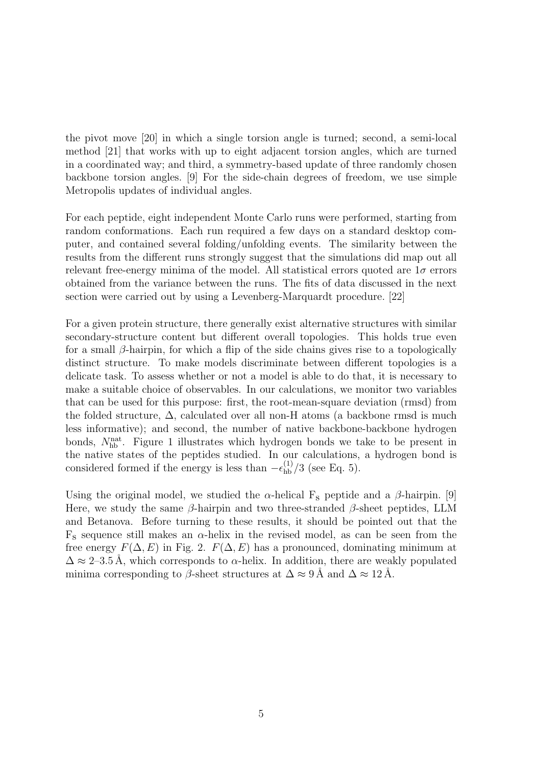the pivot move [20] in which a single torsion angle is turned; second, a semi-local method [21] that works with up to eight adjacent torsion angles, which are turned in a coordinated way; and third, a symmetry-based update of three randomly chosen backbone torsion angles. [9] For the side-chain degrees of freedom, we use simple Metropolis updates of individual angles.

For each peptide, eight independent Monte Carlo runs were performed, starting from random conformations. Each run required a few days on a standard desktop computer, and contained several folding/unfolding events. The similarity between the results from the different runs strongly suggest that the simulations did map out all relevant free-energy minima of the model. All statistical errors quoted are $1\sigma$ errors obtained from the variance between the runs. The fits of data discussed in the next section were carried out by using a Levenberg-Marquardt procedure. [22]

For a given protein structure, there generally exist alternative structures with similar secondary-structure content but different overall topologies. This holds true even for a small $\beta$-hairpin, for which a flip of the side chains gives rise to a topologically distinct structure. To make models discriminate between different topologies is a delicate task. To assess whether or not a model is able to do that, it is necessary to make a suitable choice of observables. In our calculations, we monitor two variables that can be used for this purpose: first, the root-mean-square deviation (rmsd) from the folded structure, $\Delta$, calculated over all non-H atoms (a backbone rmsd is much less informative); and second, the number of native backbone-backbone hydrogen bonds, $N_{\mathrm{hb}}^{\mathrm{nat}}$. Figure 1 illustrates which hydrogen bonds we take to be present in the native states of the peptides studied. In our calculations, a hydrogen bond is considered formed if the energy is less than $-\epsilon_{\mathrm{hb}}^{(1)}/3$ (see Eq. 5).

Using the original model, we studied the $\alpha$-helical $\mathrm{F_s}$ peptide and a $\beta$-hairpin. [9] Here, we study the same $\beta$-hairpin and two three-stranded $\beta$-sheet peptides, LLM and Betanova. Before turning to these results, it should be pointed out that the $\mathrm{F_s}$ sequence still makes an $\alpha$-helix in the revised model, as can be seen from the free energy $F(\Delta, E)$ in Fig. 2. $F(\Delta, E)$ has a pronounced, dominating minimum at $\Delta \approx 2$–$3.5\,\text{Å}$, which corresponds to $\alpha$-helix. In addition, there are weakly populated minima corresponding to $\beta$-sheet structures at $\Delta \approx 9\,\text{Å}$ and $\Delta \approx 12\,\text{Å}$.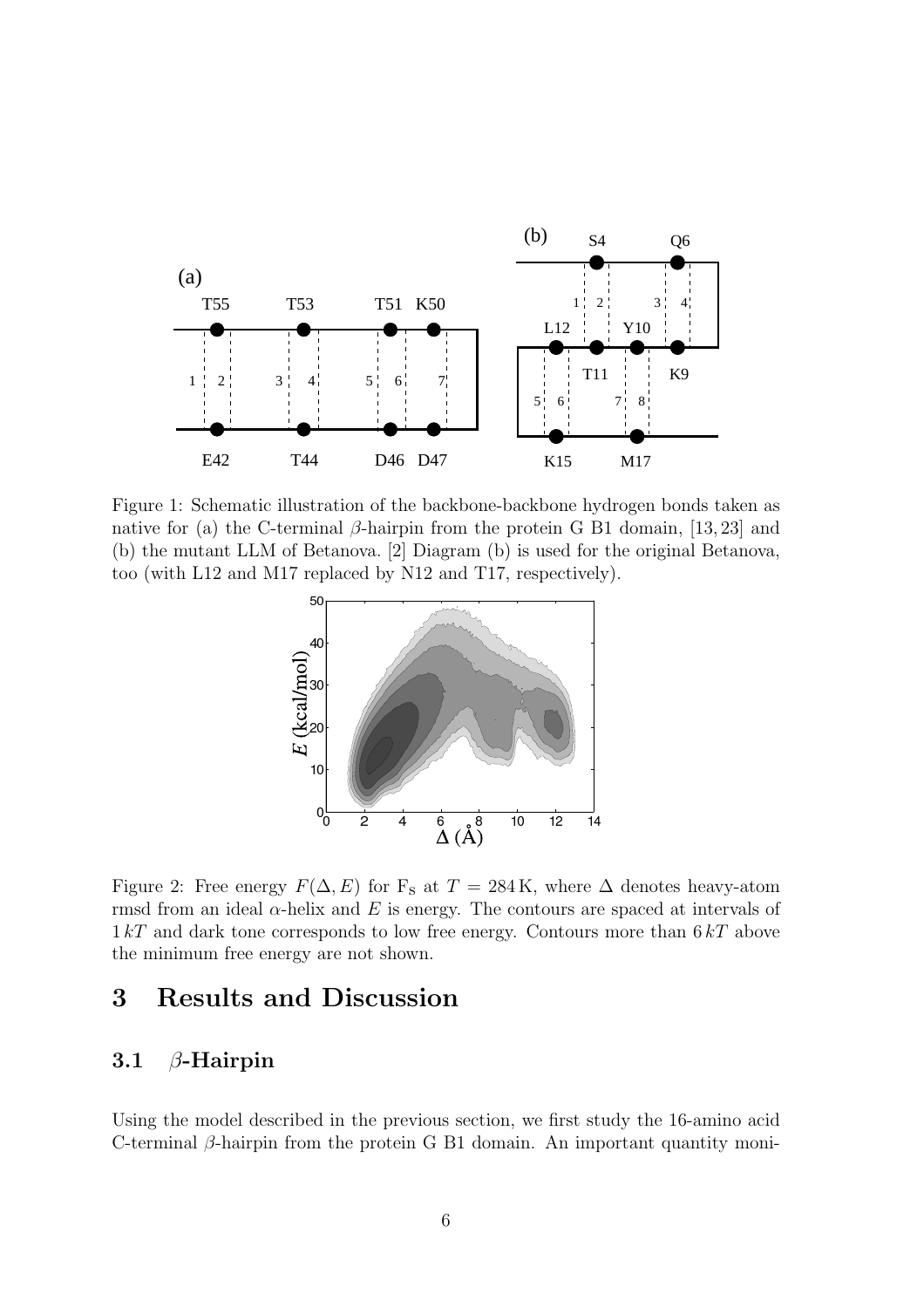Figure 1: Schematic illustration of the backbone-backbone hydrogen bonds taken as native for (a) the C-terminal $\beta$-hairpin from the protein G B1 domain, [13, 23] and (b) the mutant LLM of Betanova. [2] Diagram (b) is used for the original Betanova, too (with L12 and M17 replaced by N12 and T17, respectively).

Figure 2: Free energy $F(\Delta, E)$ for $F_S$ at $T = 284\,\mathrm{K}$, where $\Delta$ denotes heavy-atom rmsd from an ideal $\alpha$-helix and $E$ is energy. The contours are spaced at intervals of $1\,kT$ and dark tone corresponds to low free energy. Contours more than $6\,kT$ above the minimum free energy are not shown.

# 3 Results and Discussion

## 3.1 $\beta$-Hairpin

Using the model described in the previous section, we first study the 16-amino acid C-terminal $\beta$-hairpin from the protein G B1 domain. An important quantity moni-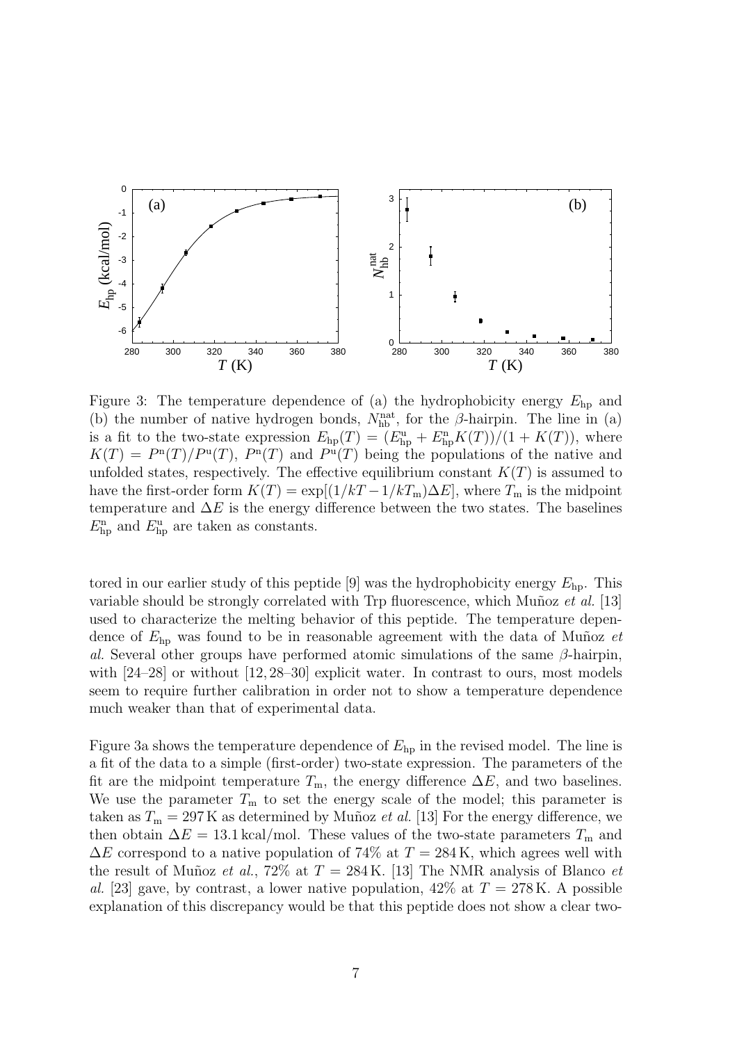Figure 3: The temperature dependence of (a) the hydrophobicity energy $E_{\rm hp}$ and (b) the number of native hydrogen bonds, $N_{\rm hb}^{\rm nat}$, for the $\beta$-hairpin. The line in (a) is a fit to the two-state expression $E_{\rm hp}(T) = (E_{\rm hp}^{\rm u} + E_{\rm hp}^{\rm n} K(T))/(1 + K(T))$, where $K(T) = P^{\rm n}(T)/P^{\rm u}(T)$, $P^{\rm n}(T)$ and $P^{\rm u}(T)$ being the populations of the native and unfolded states, respectively. The effective equilibrium constant $K(T)$ is assumed to have the first-order form $K(T) = \exp[(1/kT - 1/kT_{\rm m})\Delta E]$, where $T_{\rm m}$ is the midpoint temperature and $\Delta E$ is the energy difference between the two states. The baselines $E_{\rm hp}^{\rm n}$ and $E_{\rm hp}^{\rm u}$ are taken as constants.

tored in our earlier study of this peptide [9] was the hydrophobicity energy $E_{\rm hp}$. This variable should be strongly correlated with Trp fluorescence, which Muñoz *et al.* [13] used to characterize the melting behavior of this peptide. The temperature dependence of $E_{\rm hp}$ was found to be in reasonable agreement with the data of Muñoz *et al.* Several other groups have performed atomic simulations of the same $\beta$-hairpin, with [24–28] or without [12, 28–30] explicit water. In contrast to ours, most models seem to require further calibration in order not to show a temperature dependence much weaker than that of experimental data.

Figure 3a shows the temperature dependence of $E_{\rm hp}$ in the revised model. The line is a fit of the data to a simple (first-order) two-state expression. The parameters of the fit are the midpoint temperature $T_{\rm m}$, the energy difference $\Delta E$, and two baselines. We use the parameter $T_{\rm m}$ to set the energy scale of the model; this parameter is taken as $T_{\rm m} = 297$ K as determined by Muñoz *et al.* [13] For the energy difference, we then obtain $\Delta E = 13.1$ kcal/mol. These values of the two-state parameters $T_{\rm m}$ and $\Delta E$ correspond to a native population of 74% at $T = 284$ K, which agrees well with the result of Muñoz *et al.*, 72% at $T = 284$ K. [13] The NMR analysis of Blanco *et al.* [23] gave, by contrast, a lower native population, 42% at $T = 278$ K. A possible explanation of this discrepancy would be that this peptide does not show a clear two-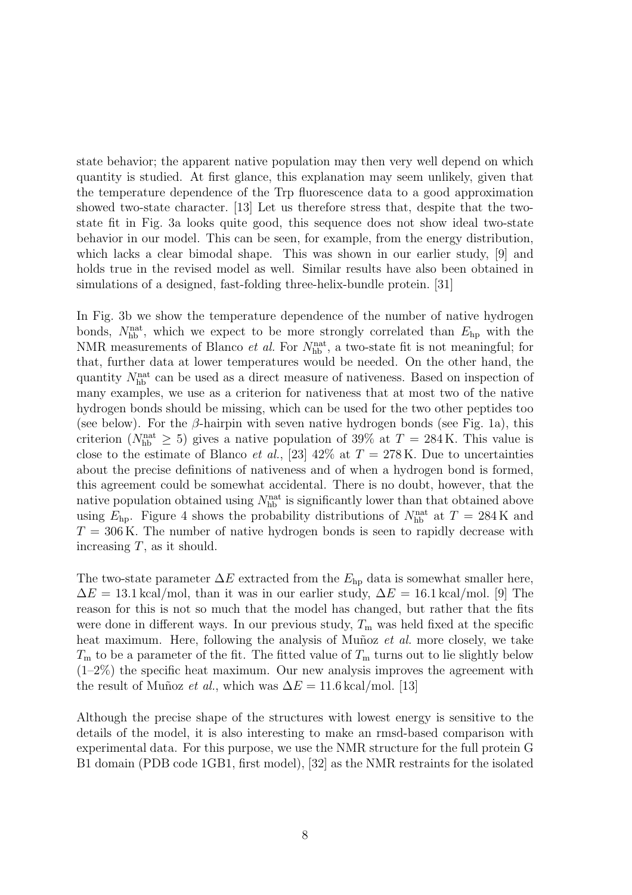state behavior; the apparent native population may then very well depend on which quantity is studied. At first glance, this explanation may seem unlikely, given that the temperature dependence of the Trp fluorescence data to a good approximation showed two-state character. [13] Let us therefore stress that, despite that the two-state fit in Fig. 3a looks quite good, this sequence does not show ideal two-state behavior in our model. This can be seen, for example, from the energy distribution, which lacks a clear bimodal shape. This was shown in our earlier study, [9] and holds true in the revised model as well. Similar results have also been obtained in simulations of a designed, fast-folding three-helix-bundle protein. [31]

In Fig. 3b we show the temperature dependence of the number of native hydrogen bonds, $N_{\mathrm{hb}}^{\mathrm{nat}}$, which we expect to be more strongly correlated than $E_{\mathrm{hp}}$ with the NMR measurements of Blanco *et al.* For $N_{\mathrm{hb}}^{\mathrm{nat}}$, a two-state fit is not meaningful; for that, further data at lower temperatures would be needed. On the other hand, the quantity $N_{\mathrm{hb}}^{\mathrm{nat}}$ can be used as a direct measure of nativeness. Based on inspection of many examples, we use as a criterion for nativeness that at most two of the native hydrogen bonds should be missing, which can be used for the two other peptides too (see below). For the $\beta$-hairpin with seven native hydrogen bonds (see Fig. 1a), this criterion ($N_{\mathrm{hb}}^{\mathrm{nat}} \geq 5$) gives a native population of 39% at $T = 284\,\mathrm{K}$. This value is close to the estimate of Blanco *et al.*, [23] 42% at $T = 278\,\mathrm{K}$. Due to uncertainties about the precise definitions of nativeness and of when a hydrogen bond is formed, this agreement could be somewhat accidental. There is no doubt, however, that the native population obtained using $N_{\mathrm{hb}}^{\mathrm{nat}}$ is significantly lower than that obtained above using $E_{\mathrm{hp}}$. Figure 4 shows the probability distributions of $N_{\mathrm{hb}}^{\mathrm{nat}}$ at $T = 284\,\mathrm{K}$ and $T = 306\,\mathrm{K}$. The number of native hydrogen bonds is seen to rapidly decrease with increasing $T$, as it should.

The two-state parameter $\Delta E$ extracted from the $E_{\mathrm{hp}}$ data is somewhat smaller here, $\Delta E = 13.1\,\mathrm{kcal/mol}$, than it was in our earlier study, $\Delta E = 16.1\,\mathrm{kcal/mol}$. [9] The reason for this is not so much that the model has changed, but rather that the fits were done in different ways. In our previous study, $T_{\mathrm{m}}$ was held fixed at the specific heat maximum. Here, following the analysis of Muñoz *et al.* more closely, we take $T_{\mathrm{m}}$ to be a parameter of the fit. The fitted value of $T_{\mathrm{m}}$ turns out to lie slightly below (1–2%) the specific heat maximum. Our new analysis improves the agreement with the result of Muñoz *et al.*, which was $\Delta E = 11.6\,\mathrm{kcal/mol}$. [13]

Although the precise shape of the structures with lowest energy is sensitive to the details of the model, it is also interesting to make an rmsd-based comparison with experimental data. For this purpose, we use the NMR structure for the full protein G B1 domain (PDB code 1GB1, first model), [32] as the NMR restraints for the isolated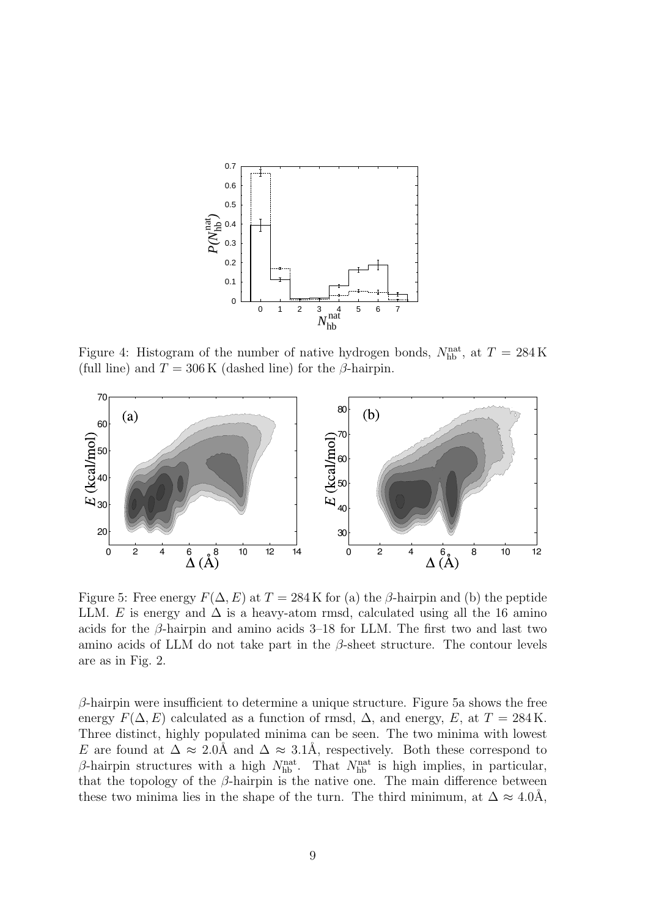Figure 4: Histogram of the number of native hydrogen bonds, $N_{\rm hb}^{\rm nat}$, at $T = 284\,{\rm K}$ (full line) and $T = 306\,{\rm K}$ (dashed line) for the $\beta$-hairpin.

Figure 5: Free energy $F(\Delta, E)$ at $T = 284\,{\rm K}$ for (a) the $\beta$-hairpin and (b) the peptide LLM. $E$ is energy and $\Delta$ is a heavy-atom rmsd, calculated using all the 16 amino acids for the $\beta$-hairpin and amino acids 3–18 for LLM. The first two and last two amino acids of LLM do not take part in the $\beta$-sheet structure. The contour levels are as in Fig. 2.

$\beta$-hairpin were insufficient to determine a unique structure. Figure 5a shows the free energy $F(\Delta, E)$ calculated as a function of rmsd, $\Delta$, and energy, $E$, at $T = 284\,{\rm K}$. Three distinct, highly populated minima can be seen. The two minima with lowest $E$ are found at $\Delta \approx 2.0$Å and $\Delta \approx 3.1$Å, respectively. Both these correspond to $\beta$-hairpin structures with a high $N_{\rm hb}^{\rm nat}$. That $N_{\rm hb}^{\rm nat}$ is high implies, in particular, that the topology of the $\beta$-hairpin is the native one. The main difference between these two minima lies in the shape of the turn. The third minimum, at $\Delta \approx 4.0$Å,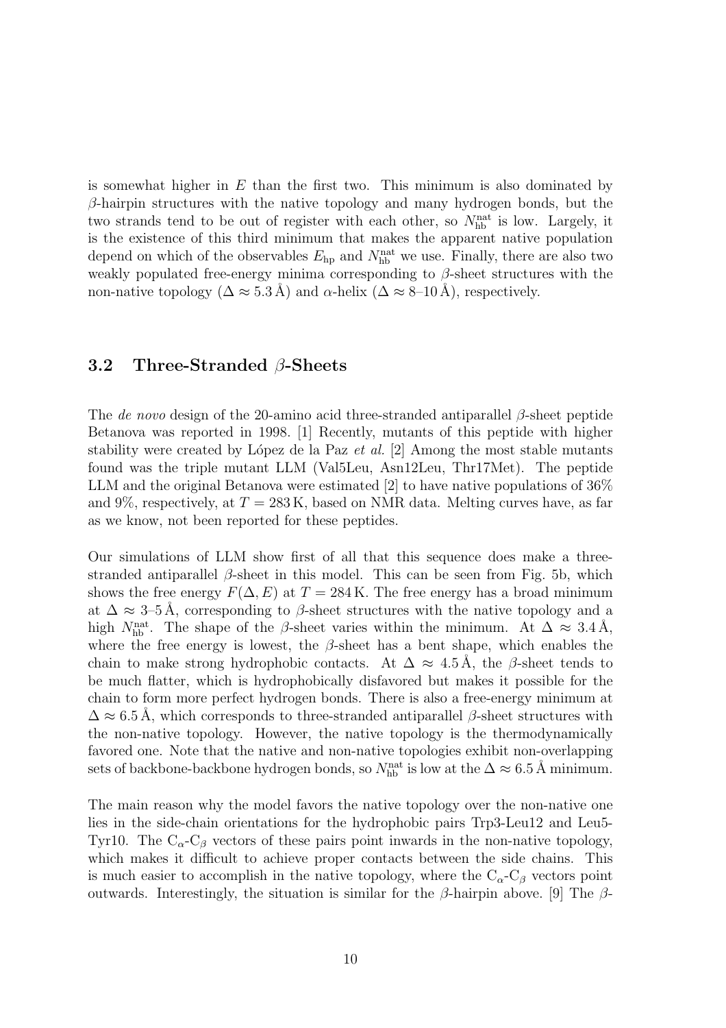is somewhat higher in $E$ than the first two. This minimum is also dominated by $\beta$-hairpin structures with the native topology and many hydrogen bonds, but the two strands tend to be out of register with each other, so $N_{\rm hb}^{\rm nat}$ is low. Largely, it is the existence of this third minimum that makes the apparent native population depend on which of the observables $E_{\rm hp}$ and $N_{\rm hb}^{\rm nat}$ we use. Finally, there are also two weakly populated free-energy minima corresponding to $\beta$-sheet structures with the non-native topology ($\Delta \approx 5.3$ Å) and $\alpha$-helix ($\Delta \approx 8$–$10$ Å), respectively.

### 3.2 Three-Stranded $\beta$-Sheets

The *de novo* design of the 20-amino acid three-stranded antiparallel $\beta$-sheet peptide Betanova was reported in 1998. [1] Recently, mutants of this peptide with higher stability were created by López de la Paz *et al.* [2] Among the most stable mutants found was the triple mutant LLM (Val5Leu, Asn12Leu, Thr17Met). The peptide LLM and the original Betanova were estimated [2] to have native populations of 36% and 9%, respectively, at $T = 283$ K, based on NMR data. Melting curves have, as far as we know, not been reported for these peptides.

Our simulations of LLM show first of all that this sequence does make a three-stranded antiparallel $\beta$-sheet in this model. This can be seen from Fig. 5b, which shows the free energy $F(\Delta, E)$ at $T = 284$ K. The free energy has a broad minimum at $\Delta \approx 3$–$5$ Å, corresponding to $\beta$-sheet structures with the native topology and a high $N_{\rm hb}^{\rm nat}$. The shape of the $\beta$-sheet varies within the minimum. At $\Delta \approx 3.4$ Å, where the free energy is lowest, the $\beta$-sheet has a bent shape, which enables the chain to make strong hydrophobic contacts. At $\Delta \approx 4.5$ Å, the $\beta$-sheet tends to be much flatter, which is hydrophobically disfavored but makes it possible for the chain to form more perfect hydrogen bonds. There is also a free-energy minimum at $\Delta \approx 6.5$ Å, which corresponds to three-stranded antiparallel $\beta$-sheet structures with the non-native topology. However, the native topology is the thermodynamically favored one. Note that the native and non-native topologies exhibit non-overlapping sets of backbone-backbone hydrogen bonds, so $N_{\rm hb}^{\rm nat}$ is low at the $\Delta \approx 6.5$ Å minimum.

The main reason why the model favors the native topology over the non-native one lies in the side-chain orientations for the hydrophobic pairs Trp3-Leu12 and Leu5-Tyr10. The $C_\alpha$-$C_\beta$ vectors of these pairs point inwards in the non-native topology, which makes it difficult to achieve proper contacts between the side chains. This is much easier to accomplish in the native topology, where the $C_\alpha$-$C_\beta$ vectors point outwards. Interestingly, the situation is similar for the $\beta$-hairpin above. [9] The $\beta$-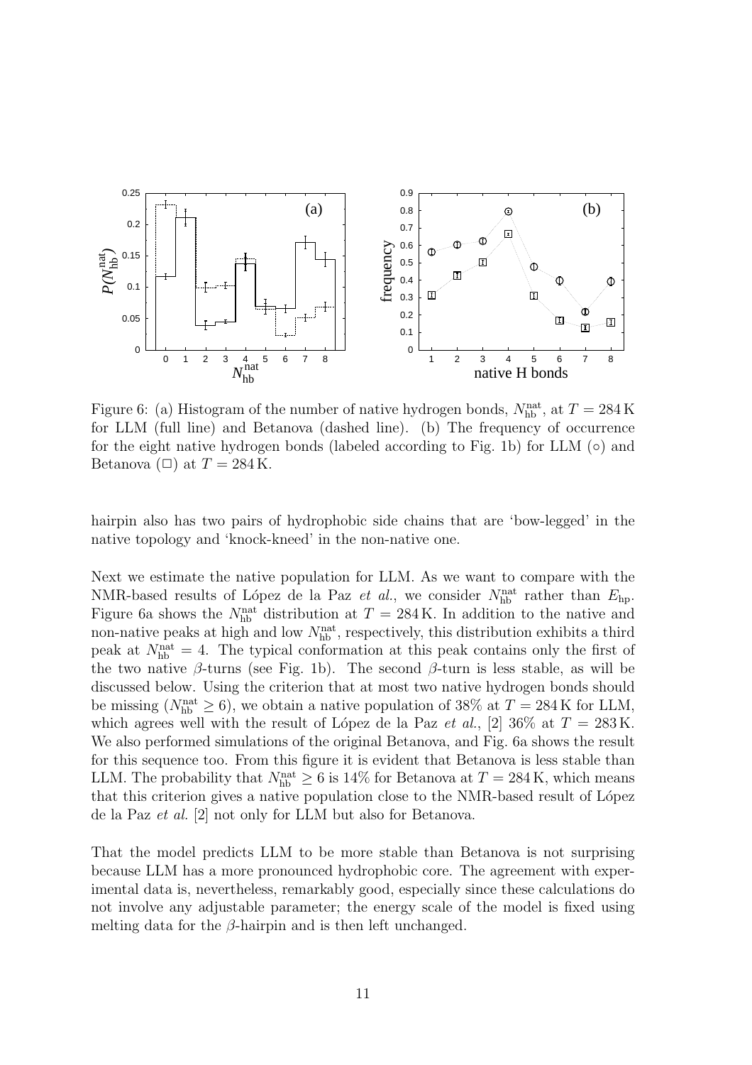Figure 6: (a) Histogram of the number of native hydrogen bonds, $N_{\rm hb}^{\rm nat}$, at $T = 284\,{\rm K}$ for LLM (full line) and Betanova (dashed line). (b) The frequency of occurrence for the eight native hydrogen bonds (labeled according to Fig. 1b) for LLM ($\circ$) and Betanova ($\Box$) at $T = 284\,{\rm K}$.

hairpin also has two pairs of hydrophobic side chains that are 'bow-legged' in the native topology and 'knock-kneed' in the non-native one.

Next we estimate the native population for LLM. As we want to compare with the NMR-based results of López de la Paz *et al.*, we consider $N_{\rm hb}^{\rm nat}$ rather than $E_{\rm hp}$. Figure 6a shows the $N_{\rm hb}^{\rm nat}$ distribution at $T = 284\,{\rm K}$. In addition to the native and non-native peaks at high and low $N_{\rm hb}^{\rm nat}$, respectively, this distribution exhibits a third peak at $N_{\rm hb}^{\rm nat} = 4$. The typical conformation at this peak contains only the first of the two native $\beta$-turns (see Fig. 1b). The second $\beta$-turn is less stable, as will be discussed below. Using the criterion that at most two native hydrogen bonds should be missing ($N_{\rm hb}^{\rm nat} \geq 6$), we obtain a native population of 38% at $T = 284\,{\rm K}$ for LLM, which agrees well with the result of López de la Paz *et al.*, [2] 36% at $T = 283\,{\rm K}$. We also performed simulations of the original Betanova, and Fig. 6a shows the result for this sequence too. From this figure it is evident that Betanova is less stable than LLM. The probability that $N_{\rm hb}^{\rm nat} \geq 6$ is 14% for Betanova at $T = 284\,{\rm K}$, which means that this criterion gives a native population close to the NMR-based result of López de la Paz *et al.* [2] not only for LLM but also for Betanova.

That the model predicts LLM to be more stable than Betanova is not surprising because LLM has a more pronounced hydrophobic core. The agreement with experimental data is, nevertheless, remarkably good, especially since these calculations do not involve any adjustable parameter; the energy scale of the model is fixed using melting data for the $\beta$-hairpin and is then left unchanged.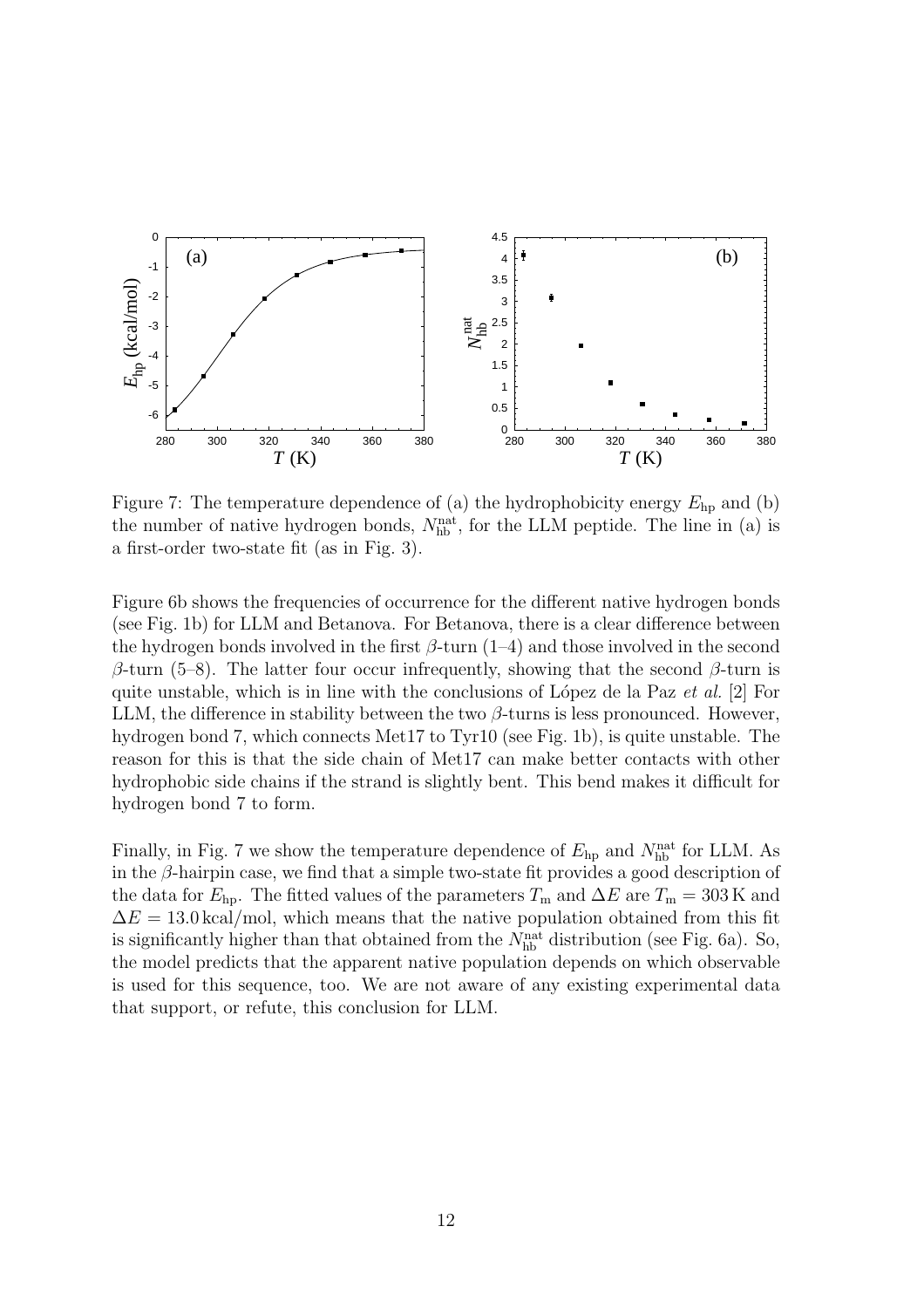Figure 7: The temperature dependence of (a) the hydrophobicity energy $E_{\rm hp}$ and (b) the number of native hydrogen bonds, $N_{\rm hb}^{\rm nat}$, for the LLM peptide. The line in (a) is a first-order two-state fit (as in Fig. 3).

Figure 6b shows the frequencies of occurrence for the different native hydrogen bonds (see Fig. 1b) for LLM and Betanova. For Betanova, there is a clear difference between the hydrogen bonds involved in the first $\beta$-turn (1–4) and those involved in the second $\beta$-turn (5–8). The latter four occur infrequently, showing that the second $\beta$-turn is quite unstable, which is in line with the conclusions of López de la Paz *et al.* [2] For LLM, the difference in stability between the two $\beta$-turns is less pronounced. However, hydrogen bond 7, which connects Met17 to Tyr10 (see Fig. 1b), is quite unstable. The reason for this is that the side chain of Met17 can make better contacts with other hydrophobic side chains if the strand is slightly bent. This bend makes it difficult for hydrogen bond 7 to form.

Finally, in Fig. 7 we show the temperature dependence of $E_{\rm hp}$ and $N_{\rm hb}^{\rm nat}$ for LLM. As in the $\beta$-hairpin case, we find that a simple two-state fit provides a good description of the data for $E_{\rm hp}$. The fitted values of the parameters $T_{\rm m}$ and $\Delta E$ are $T_{\rm m} = 303\,{\rm K}$ and $\Delta E = 13.0\,{\rm kcal/mol}$, which means that the native population obtained from this fit is significantly higher than that obtained from the $N_{\rm hb}^{\rm nat}$ distribution (see Fig. 6a). So, the model predicts that the apparent native population depends on which observable is used for this sequence, too. We are not aware of any existing experimental data that support, or refute, this conclusion for LLM.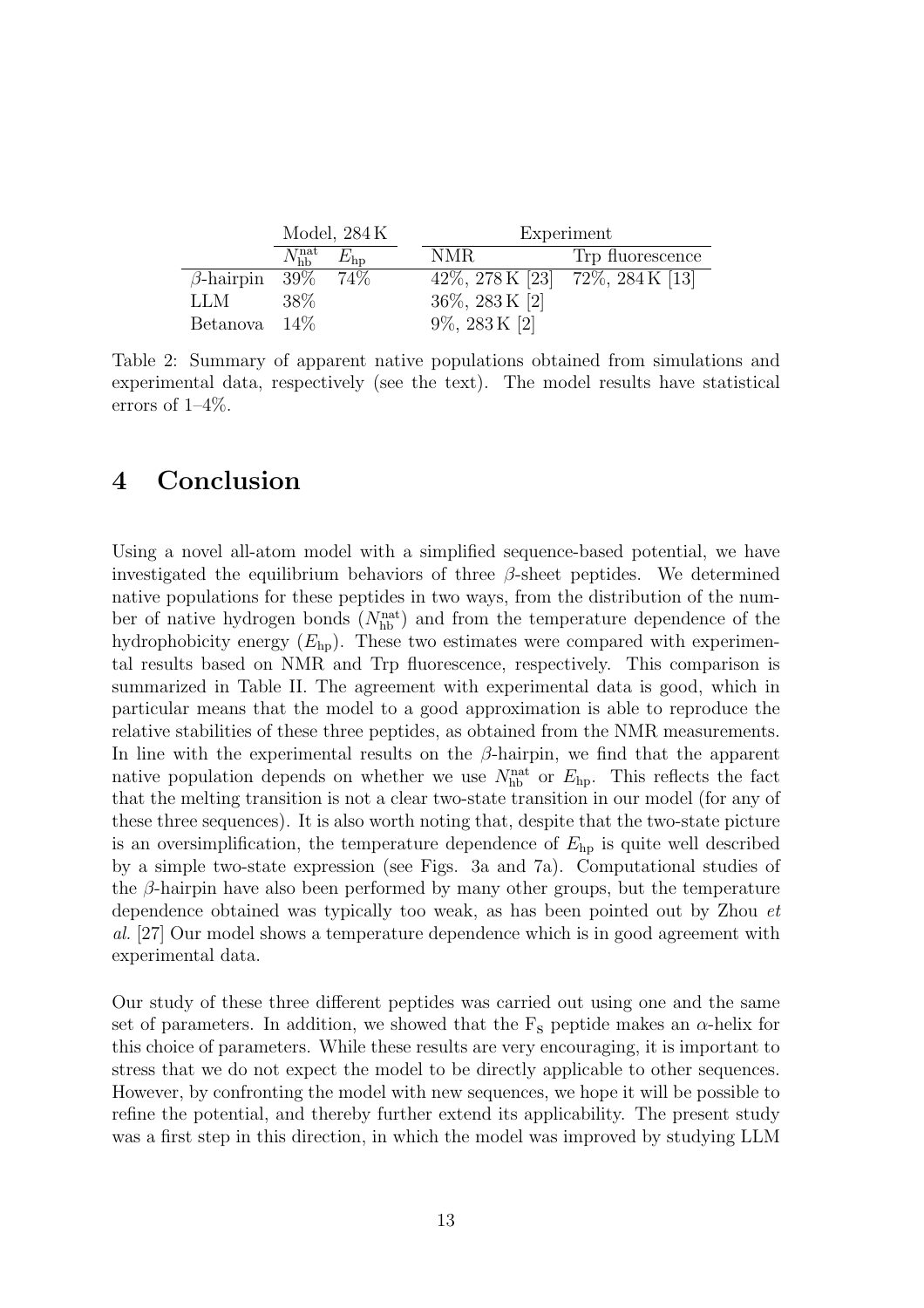| | Model, 284 K | | Experiment | |
|---|---|---|---|---|
| | $N_{\rm hb}^{\rm nat}$ | $E_{\rm hp}$ | NMR | Trp fluorescence |
| $\beta$-hairpin | 39% | 74% | 42%, 278 K [23] | 72%, 284 K [13] |
| LLM | 38% | | 36%, 283 K [2] | |
| Betanova | 14% | | 9%, 283 K [2] | |

Table 2: Summary of apparent native populations obtained from simulations and experimental data, respectively (see the text). The model results have statistical errors of 1–4%.

## 4 Conclusion

Using a novel all-atom model with a simplified sequence-based potential, we have investigated the equilibrium behaviors of three $\beta$-sheet peptides. We determined native populations for these peptides in two ways, from the distribution of the number of native hydrogen bonds ($N_{\rm hb}^{\rm nat}$) and from the temperature dependence of the hydrophobicity energy ($E_{\rm hp}$). These two estimates were compared with experimental results based on NMR and Trp fluorescence, respectively. This comparison is summarized in Table II. The agreement with experimental data is good, which in particular means that the model to a good approximation is able to reproduce the relative stabilities of these three peptides, as obtained from the NMR measurements. In line with the experimental results on the $\beta$-hairpin, we find that the apparent native population depends on whether we use $N_{\rm hb}^{\rm nat}$ or $E_{\rm hp}$. This reflects the fact that the melting transition is not a clear two-state transition in our model (for any of these three sequences). It is also worth noting that, despite that the two-state picture is an oversimplification, the temperature dependence of $E_{\rm hp}$ is quite well described by a simple two-state expression (see Figs. 3a and 7a). Computational studies of the $\beta$-hairpin have also been performed by many other groups, but the temperature dependence obtained was typically too weak, as has been pointed out by Zhou *et al.* [27] Our model shows a temperature dependence which is in good agreement with experimental data.

Our study of these three different peptides was carried out using one and the same set of parameters. In addition, we showed that the $\rm F_s$ peptide makes an $\alpha$-helix for this choice of parameters. While these results are very encouraging, it is important to stress that we do not expect the model to be directly applicable to other sequences. However, by confronting the model with new sequences, we hope it will be possible to refine the potential, and thereby further extend its applicability. The present study was a first step in this direction, in which the model was improved by studying LLM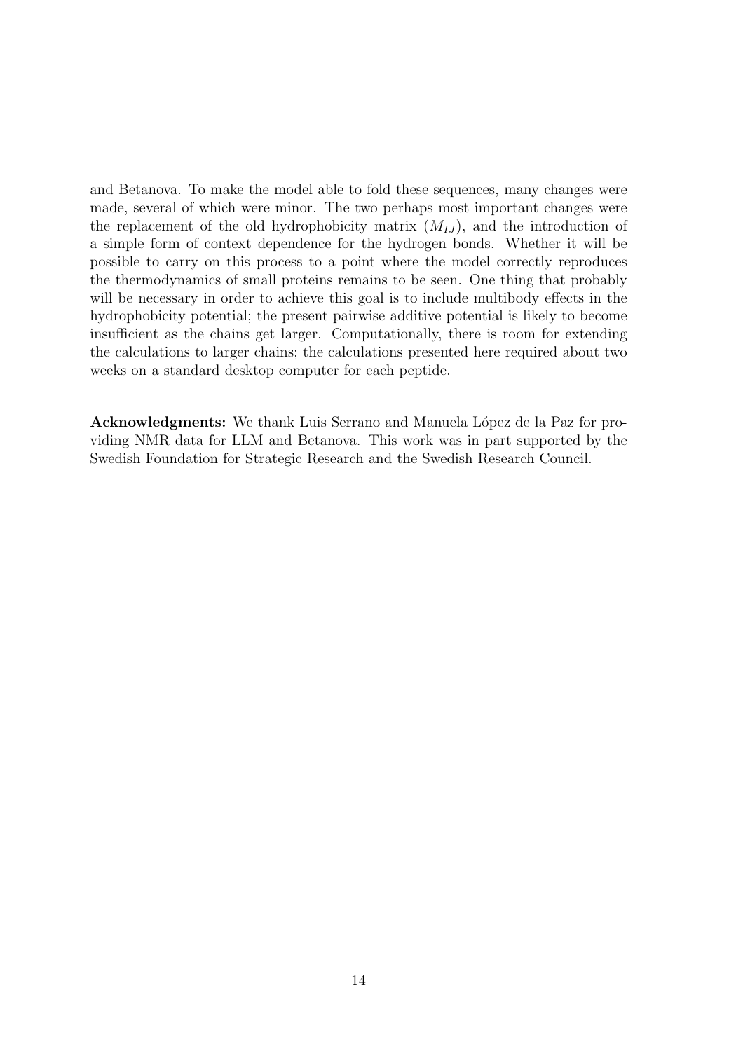and Betanova. To make the model able to fold these sequences, many changes were made, several of which were minor. The two perhaps most important changes were the replacement of the old hydrophobicity matrix ($M_{IJ}$), and the introduction of a simple form of context dependence for the hydrogen bonds. Whether it will be possible to carry on this process to a point where the model correctly reproduces the thermodynamics of small proteins remains to be seen. One thing that probably will be necessary in order to achieve this goal is to include multibody effects in the hydrophobicity potential; the present pairwise additive potential is likely to become insufficient as the chains get larger. Computationally, there is room for extending the calculations to larger chains; the calculations presented here required about two weeks on a standard desktop computer for each peptide.

**Acknowledgments:** We thank Luis Serrano and Manuela López de la Paz for providing NMR data for LLM and Betanova. This work was in part supported by the Swedish Foundation for Strategic Research and the Swedish Research Council.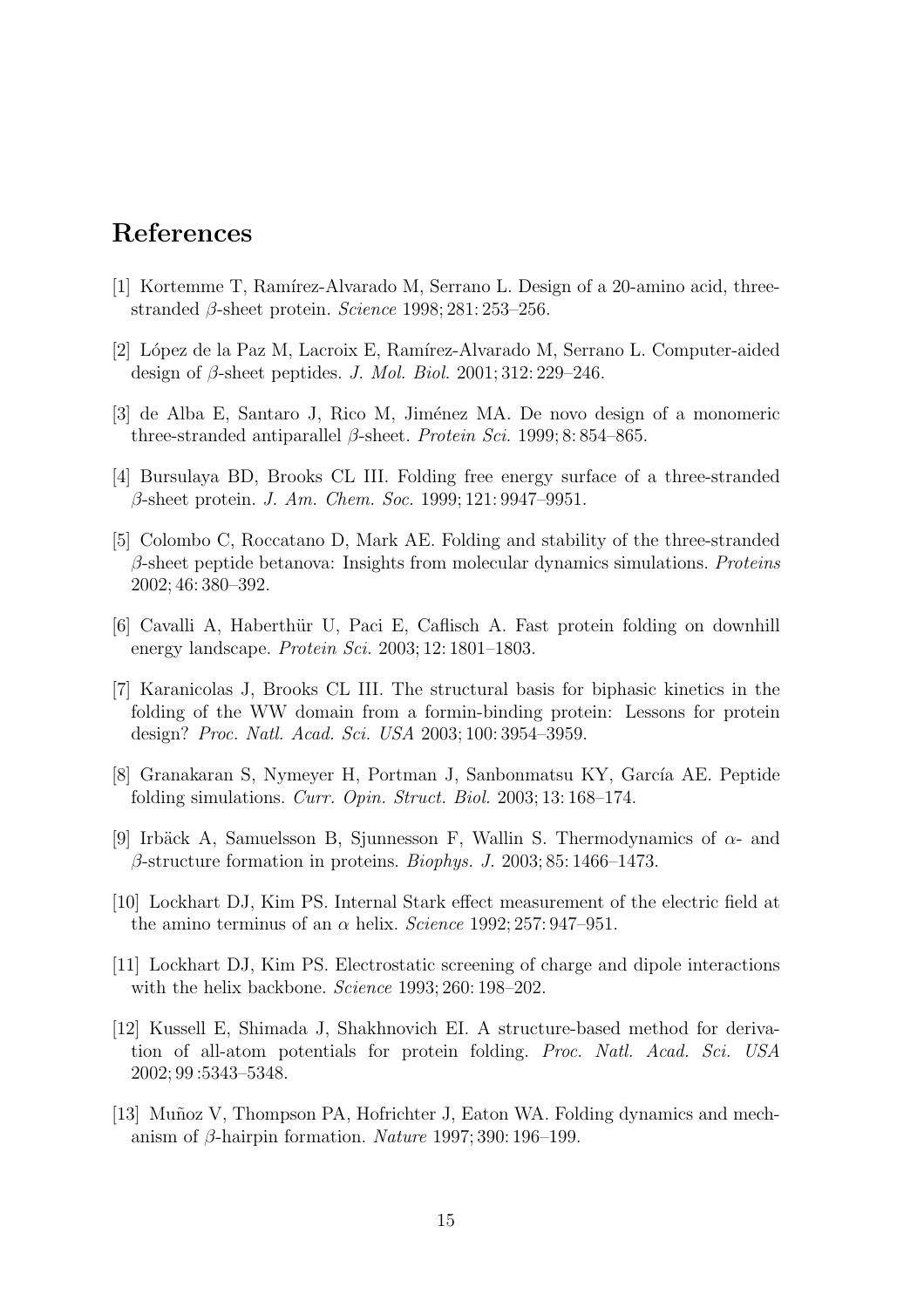## References

[1] Kortemme T, Ramírez-Alvarado M, Serrano L. Design of a 20-amino acid, three-stranded $\beta$-sheet protein. *Science* 1998; 281: 253–256.

[2] López de la Paz M, Lacroix E, Ramírez-Alvarado M, Serrano L. Computer-aided design of $\beta$-sheet peptides. *J. Mol. Biol.* 2001; 312: 229–246.

[3] de Alba E, Santaro J, Rico M, Jiménez MA. De novo design of a monomeric three-stranded antiparallel $\beta$-sheet. *Protein Sci.* 1999; 8: 854–865.

[4] Bursulaya BD, Brooks CL III. Folding free energy surface of a three-stranded $\beta$-sheet protein. *J. Am. Chem. Soc.* 1999; 121: 9947–9951.

[5] Colombo C, Roccatano D, Mark AE. Folding and stability of the three-stranded $\beta$-sheet peptide betanova: Insights from molecular dynamics simulations. *Proteins* 2002; 46: 380–392.

[6] Cavalli A, Haberthür U, Paci E, Caflisch A. Fast protein folding on downhill energy landscape. *Protein Sci.* 2003; 12: 1801–1803.

[7] Karanicolas J, Brooks CL III. The structural basis for biphasic kinetics in the folding of the WW domain from a formin-binding protein: Lessons for protein design? *Proc. Natl. Acad. Sci. USA* 2003; 100: 3954–3959.

[8] Granakaran S, Nymeyer H, Portman J, Sanbonmatsu KY, García AE. Peptide folding simulations. *Curr. Opin. Struct. Biol.* 2003; 13: 168–174.

[9] Irbäck A, Samuelsson B, Sjunnesson F, Wallin S. Thermodynamics of $\alpha$- and $\beta$-structure formation in proteins. *Biophys. J.* 2003; 85: 1466–1473.

[10] Lockhart DJ, Kim PS. Internal Stark effect measurement of the electric field at the amino terminus of an $\alpha$ helix. *Science* 1992; 257: 947–951.

[11] Lockhart DJ, Kim PS. Electrostatic screening of charge and dipole interactions with the helix backbone. *Science* 1993; 260: 198–202.

[12] Kussell E, Shimada J, Shakhnovich EI. A structure-based method for derivation of all-atom potentials for protein folding. *Proc. Natl. Acad. Sci. USA* 2002; 99 :5343–5348.

[13] Muñoz V, Thompson PA, Hofrichter J, Eaton WA. Folding dynamics and mechanism of $\beta$-hairpin formation. *Nature* 1997; 390: 196–199.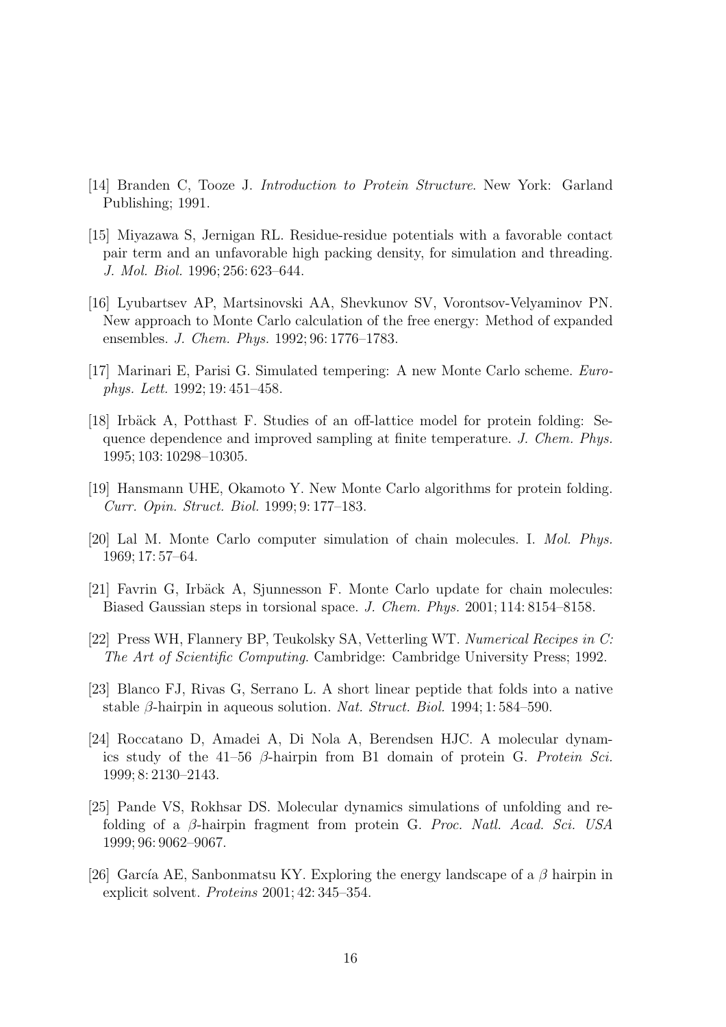[14] Branden C, Tooze J. *Introduction to Protein Structure*. New York: Garland Publishing; 1991.

[15] Miyazawa S, Jernigan RL. Residue-residue potentials with a favorable contact pair term and an unfavorable high packing density, for simulation and threading. *J. Mol. Biol.* 1996; 256: 623–644.

[16] Lyubartsev AP, Martsinovski AA, Shevkunov SV, Vorontsov-Velyaminov PN. New approach to Monte Carlo calculation of the free energy: Method of expanded ensembles. *J. Chem. Phys.* 1992; 96: 1776–1783.

[17] Marinari E, Parisi G. Simulated tempering: A new Monte Carlo scheme. *Europhys. Lett.* 1992; 19: 451–458.

[18] Irbäck A, Potthast F. Studies of an off-lattice model for protein folding: Sequence dependence and improved sampling at finite temperature. *J. Chem. Phys.* 1995; 103: 10298–10305.

[19] Hansmann UHE, Okamoto Y. New Monte Carlo algorithms for protein folding. *Curr. Opin. Struct. Biol.* 1999; 9: 177–183.

[20] Lal M. Monte Carlo computer simulation of chain molecules. I. *Mol. Phys.* 1969; 17: 57–64.

[21] Favrin G, Irbäck A, Sjunnesson F. Monte Carlo update for chain molecules: Biased Gaussian steps in torsional space. *J. Chem. Phys.* 2001; 114: 8154–8158.

[22] Press WH, Flannery BP, Teukolsky SA, Vetterling WT. *Numerical Recipes in C: The Art of Scientific Computing*. Cambridge: Cambridge University Press; 1992.

[23] Blanco FJ, Rivas G, Serrano L. A short linear peptide that folds into a native stable $\beta$-hairpin in aqueous solution. *Nat. Struct. Biol.* 1994; 1: 584–590.

[24] Roccatano D, Amadei A, Di Nola A, Berendsen HJC. A molecular dynamics study of the 41–56 $\beta$-hairpin from B1 domain of protein G. *Protein Sci.* 1999; 8: 2130–2143.

[25] Pande VS, Rokhsar DS. Molecular dynamics simulations of unfolding and refolding of a $\beta$-hairpin fragment from protein G. *Proc. Natl. Acad. Sci. USA* 1999; 96: 9062–9067.

[26] García AE, Sanbonmatsu KY. Exploring the energy landscape of a $\beta$ hairpin in explicit solvent. *Proteins* 2001; 42: 345–354.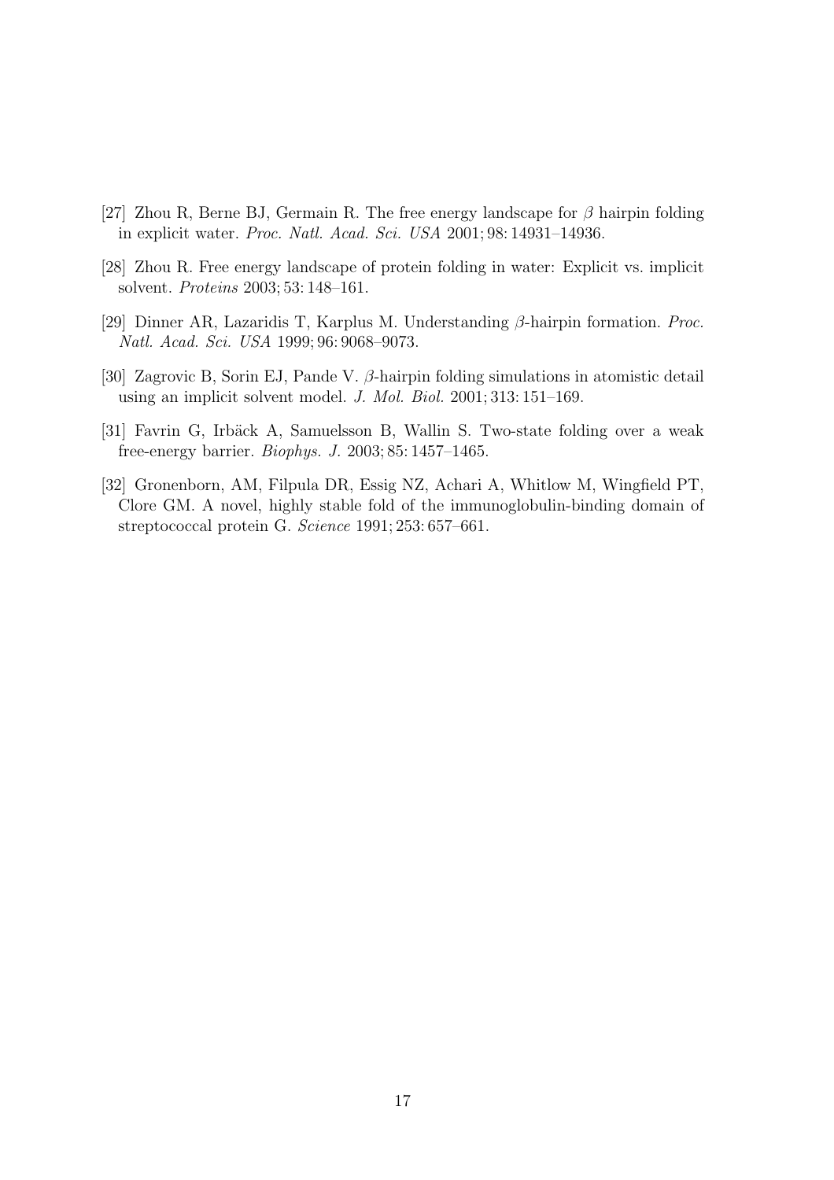[27] Zhou R, Berne BJ, Germain R. The free energy landscape for $\beta$ hairpin folding in explicit water. *Proc. Natl. Acad. Sci. USA* 2001; 98: 14931–14936.

[28] Zhou R. Free energy landscape of protein folding in water: Explicit vs. implicit solvent. *Proteins* 2003; 53: 148–161.

[29] Dinner AR, Lazaridis T, Karplus M. Understanding $\beta$-hairpin formation. *Proc. Natl. Acad. Sci. USA* 1999; 96: 9068–9073.

[30] Zagrovic B, Sorin EJ, Pande V. $\beta$-hairpin folding simulations in atomistic detail using an implicit solvent model. *J. Mol. Biol.* 2001; 313: 151–169.

[31] Favrin G, Irbäck A, Samuelsson B, Wallin S. Two-state folding over a weak free-energy barrier. *Biophys. J.* 2003; 85: 1457–1465.

[32] Gronenborn, AM, Filpula DR, Essig NZ, Achari A, Whitlow M, Wingfield PT, Clore GM. A novel, highly stable fold of the immunoglobulin-binding domain of streptococcal protein G. *Science* 1991; 253: 657–661.